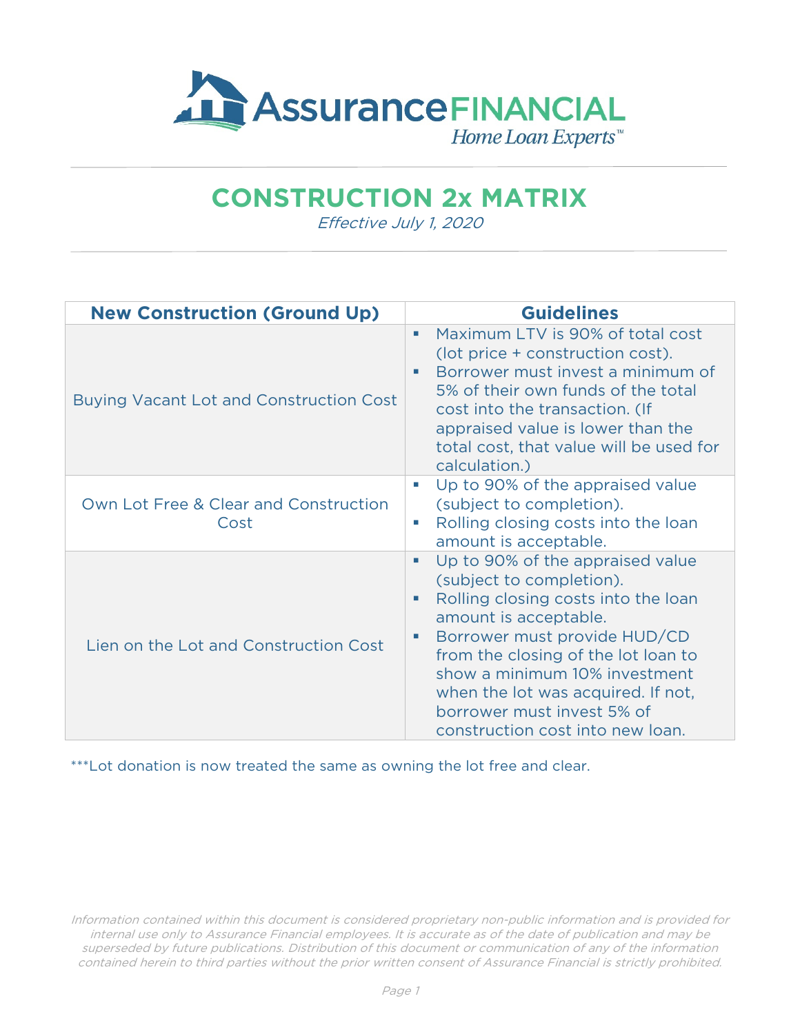# CONSTRUCTION 2x MATRIX

*Effective July 1, 2020*

| New Construction (Ground Up) | Guidelines |
| --- | --- |
| Buying Vacant Lot and Construction Cost | ▪ Maximum LTV is 90% of total cost (lot price + construction cost).<br>▪ Borrower must invest a minimum of 5% of their own funds of the total cost into the transaction. (If appraised value is lower than the total cost, that value will be used for calculation.) |
| Own Lot Free & Clear and Construction Cost | ▪ Up to 90% of the appraised value (subject to completion).<br>▪ Rolling closing costs into the loan amount is acceptable. |
| Lien on the Lot and Construction Cost | ▪ Up to 90% of the appraised value (subject to completion).<br>▪ Rolling closing costs into the loan amount is acceptable.<br>▪ Borrower must provide HUD/CD from the closing of the lot loan to show a minimum 10% investment when the lot was acquired. If not, borrower must invest 5% of construction cost into new loan. |

***Lot donation is now treated the same as owning the lot free and clear.

*Information contained within this document is considered proprietary non-public information and is provided for internal use only to Assurance Financial employees. It is accurate as of the date of publication and may be superseded by future publications. Distribution of this document or communication of any of the information contained herein to third parties without the prior written consent of Assurance Financial is strictly prohibited.*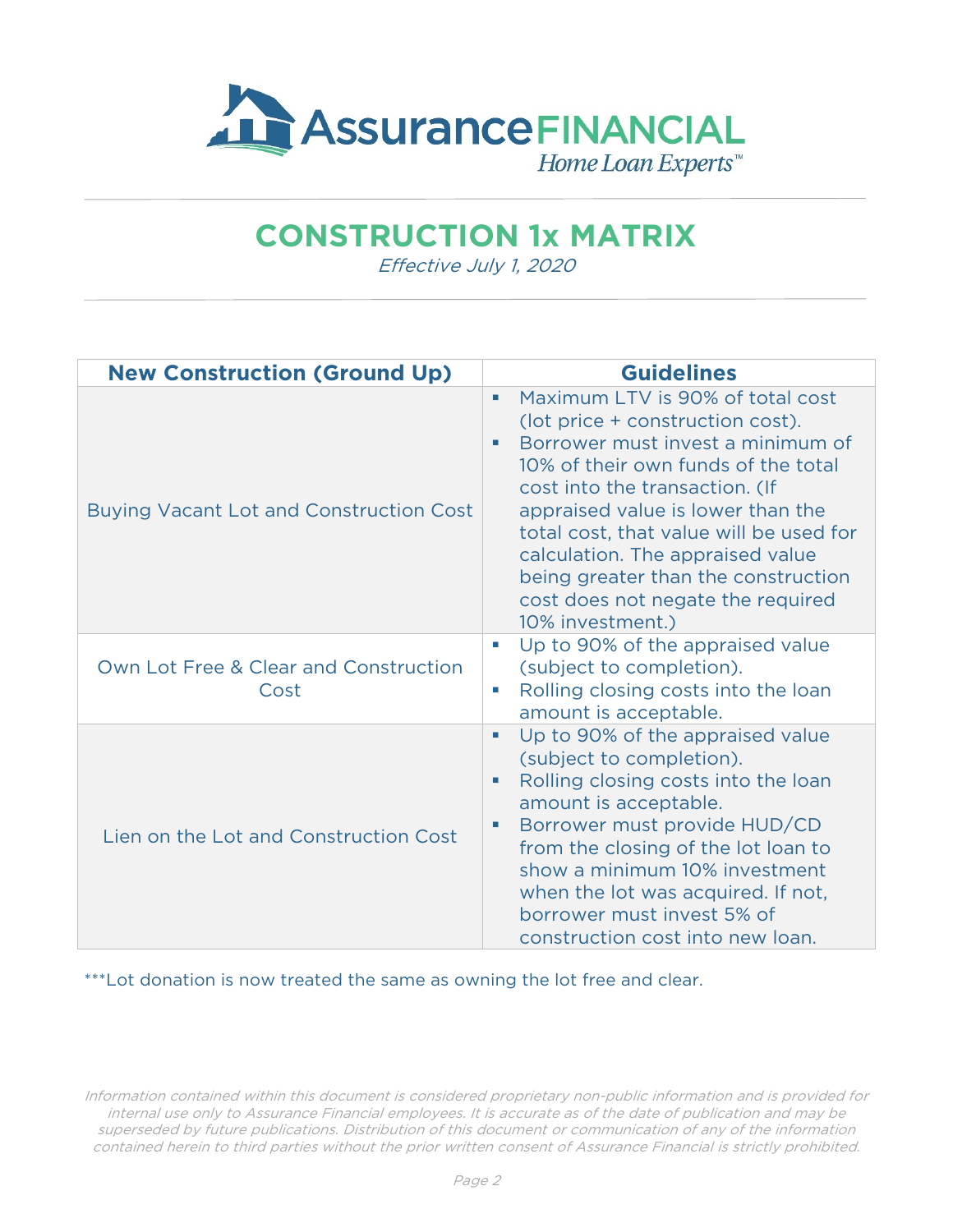# CONSTRUCTION 1x MATRIX

*Effective July 1, 2020*

| New Construction (Ground Up) | Guidelines |
|---|---|
| Buying Vacant Lot and Construction Cost | • Maximum LTV is 90% of total cost (lot price + construction cost).<br>• Borrower must invest a minimum of 10% of their own funds of the total cost into the transaction. (If appraised value is lower than the total cost, that value will be used for calculation. The appraised value being greater than the construction cost does not negate the required 10% investment.) |
| Own Lot Free & Clear and Construction Cost | • Up to 90% of the appraised value (subject to completion).<br>• Rolling closing costs into the loan amount is acceptable. |
| Lien on the Lot and Construction Cost | • Up to 90% of the appraised value (subject to completion).<br>• Rolling closing costs into the loan amount is acceptable.<br>• Borrower must provide HUD/CD from the closing of the lot loan to show a minimum 10% investment when the lot was acquired. If not, borrower must invest 5% of construction cost into new loan. |

***Lot donation is now treated the same as owning the lot free and clear.

*Information contained within this document is considered proprietary non-public information and is provided for internal use only to Assurance Financial employees. It is accurate as of the date of publication and may be superseded by future publications. Distribution of this document or communication of any of the information contained herein to third parties without the prior written consent of Assurance Financial is strictly prohibited.*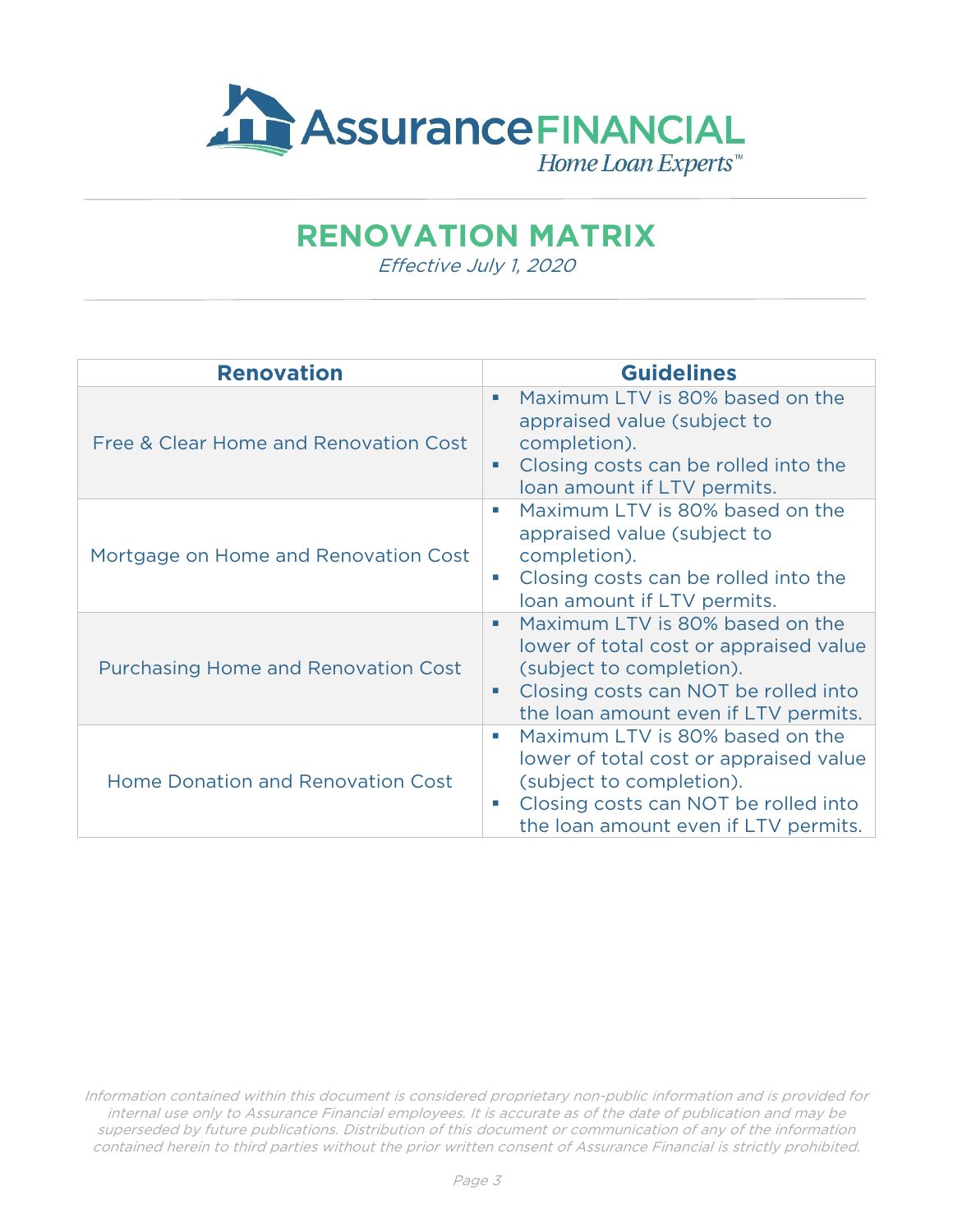AssuranceFINANCIAL
Home Loan Experts™

# RENOVATION MATRIX

*Effective July 1, 2020*

| Renovation | Guidelines |
|---|---|
| Free & Clear Home and Renovation Cost | ▪ Maximum LTV is 80% based on the appraised value (subject to completion).<br>▪ Closing costs can be rolled into the loan amount if LTV permits. |
| Mortgage on Home and Renovation Cost | ▪ Maximum LTV is 80% based on the appraised value (subject to completion).<br>▪ Closing costs can be rolled into the loan amount if LTV permits. |
| Purchasing Home and Renovation Cost | ▪ Maximum LTV is 80% based on the lower of total cost or appraised value (subject to completion).<br>▪ Closing costs can NOT be rolled into the loan amount even if LTV permits. |
| Home Donation and Renovation Cost | ▪ Maximum LTV is 80% based on the lower of total cost or appraised value (subject to completion).<br>▪ Closing costs can NOT be rolled into the loan amount even if LTV permits. |

*Information contained within this document is considered proprietary non-public information and is provided for internal use only to Assurance Financial employees. It is accurate as of the date of publication and may be superseded by future publications. Distribution of this document or communication of any of the information contained herein to third parties without the prior written consent of Assurance Financial is strictly prohibited.*